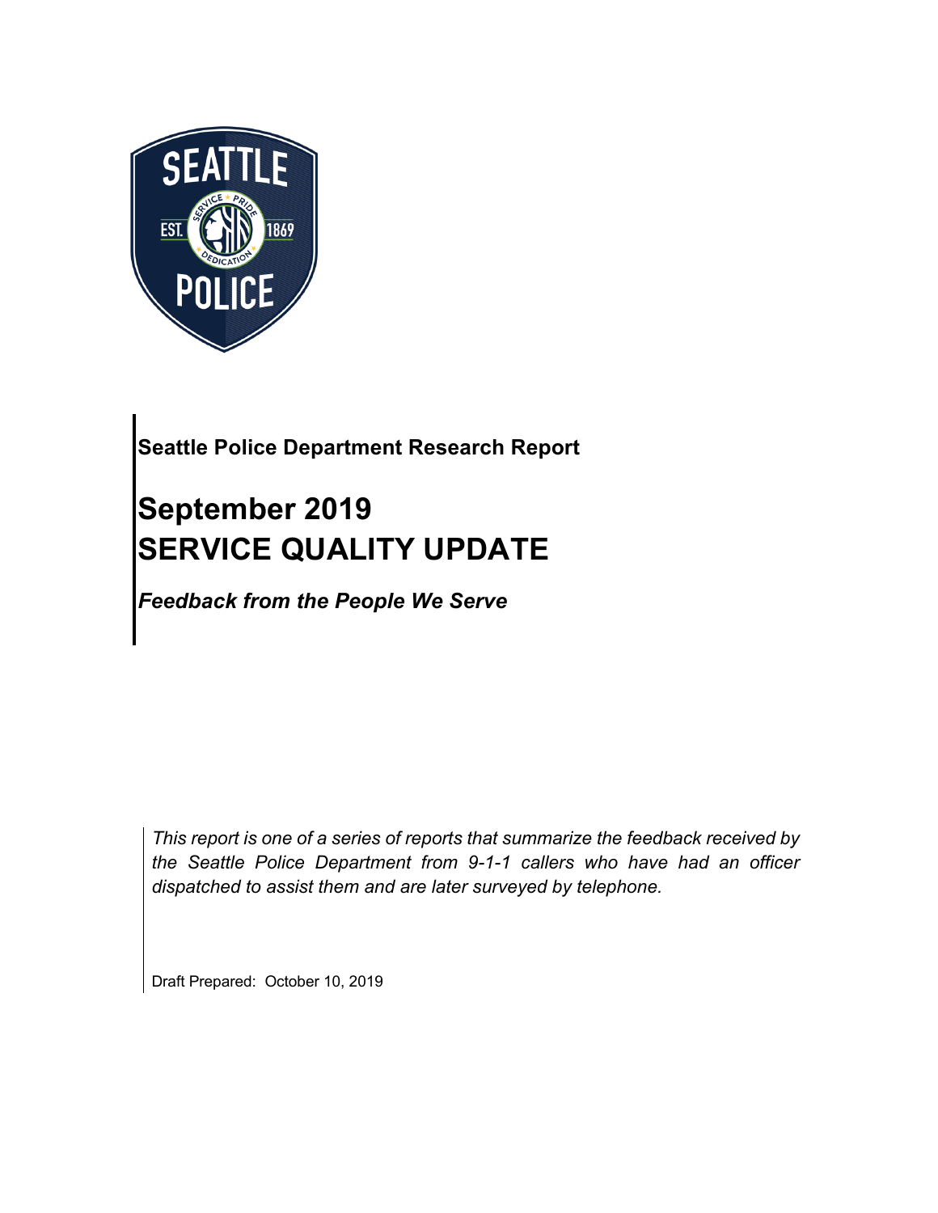**Seattle Police Department Research Report**

# September 2019
# SERVICE QUALITY UPDATE

***Feedback from the People We Serve***

*This report is one of a series of reports that summarize the feedback received by the Seattle Police Department from 9-1-1 callers who have had an officer dispatched to assist them and are later surveyed by telephone.*

Draft Prepared: October 10, 2019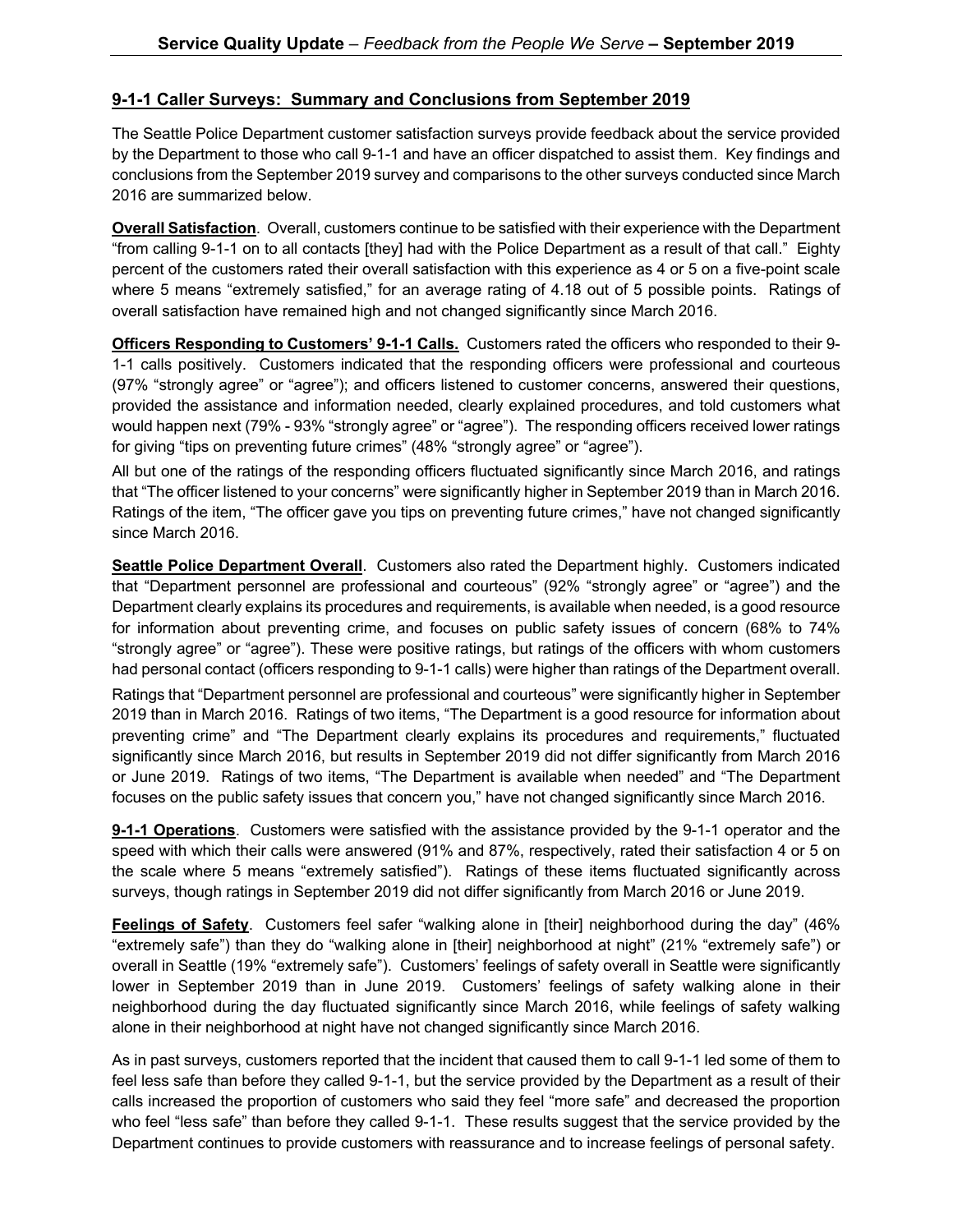## 9-1-1 Caller Surveys: Summary and Conclusions from September 2019

The Seattle Police Department customer satisfaction surveys provide feedback about the service provided by the Department to those who call 9-1-1 and have an officer dispatched to assist them. Key findings and conclusions from the September 2019 survey and comparisons to the other surveys conducted since March 2016 are summarized below.

**Overall Satisfaction**. Overall, customers continue to be satisfied with their experience with the Department "from calling 9-1-1 on to all contacts [they] had with the Police Department as a result of that call." Eighty percent of the customers rated their overall satisfaction with this experience as 4 or 5 on a five-point scale where 5 means "extremely satisfied," for an average rating of 4.18 out of 5 possible points. Ratings of overall satisfaction have remained high and not changed significantly since March 2016.

**Officers Responding to Customers' 9-1-1 Calls.** Customers rated the officers who responded to their 9-1-1 calls positively. Customers indicated that the responding officers were professional and courteous (97% "strongly agree" or "agree"); and officers listened to customer concerns, answered their questions, provided the assistance and information needed, clearly explained procedures, and told customers what would happen next (79% - 93% "strongly agree" or "agree"). The responding officers received lower ratings for giving "tips on preventing future crimes" (48% "strongly agree" or "agree").

All but one of the ratings of the responding officers fluctuated significantly since March 2016, and ratings that "The officer listened to your concerns" were significantly higher in September 2019 than in March 2016. Ratings of the item, "The officer gave you tips on preventing future crimes," have not changed significantly since March 2016.

**Seattle Police Department Overall**. Customers also rated the Department highly. Customers indicated that "Department personnel are professional and courteous" (92% "strongly agree" or "agree") and the Department clearly explains its procedures and requirements, is available when needed, is a good resource for information about preventing crime, and focuses on public safety issues of concern (68% to 74% "strongly agree" or "agree"). These were positive ratings, but ratings of the officers with whom customers had personal contact (officers responding to 9-1-1 calls) were higher than ratings of the Department overall.

Ratings that "Department personnel are professional and courteous" were significantly higher in September 2019 than in March 2016. Ratings of two items, "The Department is a good resource for information about preventing crime" and "The Department clearly explains its procedures and requirements," fluctuated significantly since March 2016, but results in September 2019 did not differ significantly from March 2016 or June 2019. Ratings of two items, "The Department is available when needed" and "The Department focuses on the public safety issues that concern you," have not changed significantly since March 2016.

**9-1-1 Operations**. Customers were satisfied with the assistance provided by the 9-1-1 operator and the speed with which their calls were answered (91% and 87%, respectively, rated their satisfaction 4 or 5 on the scale where 5 means "extremely satisfied"). Ratings of these items fluctuated significantly across surveys, though ratings in September 2019 did not differ significantly from March 2016 or June 2019.

**Feelings of Safety**. Customers feel safer "walking alone in [their] neighborhood during the day" (46% "extremely safe") than they do "walking alone in [their] neighborhood at night" (21% "extremely safe") or overall in Seattle (19% "extremely safe"). Customers' feelings of safety overall in Seattle were significantly lower in September 2019 than in June 2019. Customers' feelings of safety walking alone in their neighborhood during the day fluctuated significantly since March 2016, while feelings of safety walking alone in their neighborhood at night have not changed significantly since March 2016.

As in past surveys, customers reported that the incident that caused them to call 9-1-1 led some of them to feel less safe than before they called 9-1-1, but the service provided by the Department as a result of their calls increased the proportion of customers who said they feel "more safe" and decreased the proportion who feel "less safe" than before they called 9-1-1. These results suggest that the service provided by the Department continues to provide customers with reassurance and to increase feelings of personal safety.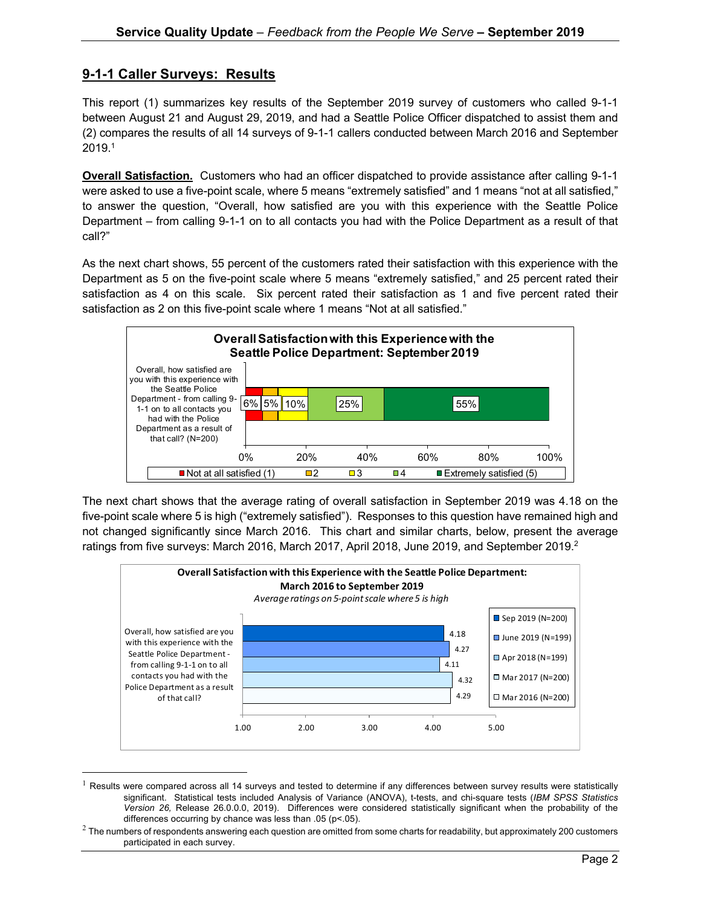## 9-1-1 Caller Surveys: Results

This report (1) summarizes key results of the September 2019 survey of customers who called 9-1-1 between August 21 and August 29, 2019, and had a Seattle Police Officer dispatched to assist them and (2) compares the results of all 14 surveys of 9-1-1 callers conducted between March 2016 and September 2019.[1]

**Overall Satisfaction.** Customers who had an officer dispatched to provide assistance after calling 9-1-1 were asked to use a five-point scale, where 5 means "extremely satisfied" and 1 means "not at all satisfied," to answer the question, "Overall, how satisfied are you with this experience with the Seattle Police Department – from calling 9-1-1 on to all contacts you had with the Police Department as a result of that call?"

As the next chart shows, 55 percent of the customers rated their satisfaction with this experience with the Department as 5 on the five-point scale where 5 means "extremely satisfied," and 25 percent rated their satisfaction as 4 on this scale. Six percent rated their satisfaction as 1 and five percent rated their satisfaction as 2 on this five-point scale where 1 means "Not at all satisfied."

**Overall Satisfaction with this Experience with the Seattle Police Department: September 2019**

| Question | Not at all satisfied (1) | 2 | 3 | 4 | Extremely satisfied (5) |
|---|---|---|---|---|---|
| Overall, how satisfied are you with this experience with the Seattle Police Department - from calling 9-1-1 on to all contacts you had with the Police Department as a result of that call? (N=200) | 6% | 5% | 10% | 25% | 55% |

The next chart shows that the average rating of overall satisfaction in September 2019 was 4.18 on the five-point scale where 5 is high ("extremely satisfied"). Responses to this question have remained high and not changed significantly since March 2016. This chart and similar charts, below, present the average ratings from five surveys: March 2016, March 2017, April 2018, June 2019, and September 2019.[2]

**Overall Satisfaction with this Experience with the Seattle Police Department: March 2016 to September 2019**

*Average ratings on 5-point scale where 5 is high*

| Question | Sep 2019 (N=200) | June 2019 (N=199) | Apr 2018 (N=199) | Mar 2017 (N=200) | Mar 2016 (N=200) |
|---|---|---|---|---|---|
| Overall, how satisfied are you with this experience with the Seattle Police Department - from calling 9-1-1 on to all contacts you had with the Police Department as a result of that call? | 4.18 | 4.27 | 4.11 | 4.32 | 4.29 |

[1] Results were compared across all 14 surveys and tested to determine if any differences between survey results were statistically significant. Statistical tests included Analysis of Variance (ANOVA), t-tests, and chi-square tests (*IBM SPSS Statistics Version 26,* Release 26.0.0.0, 2019). Differences were considered statistically significant when the probability of the differences occurring by chance was less than .05 ($p<.05$).

[2] The numbers of respondents answering each question are omitted from some charts for readability, but approximately 200 customers participated in each survey.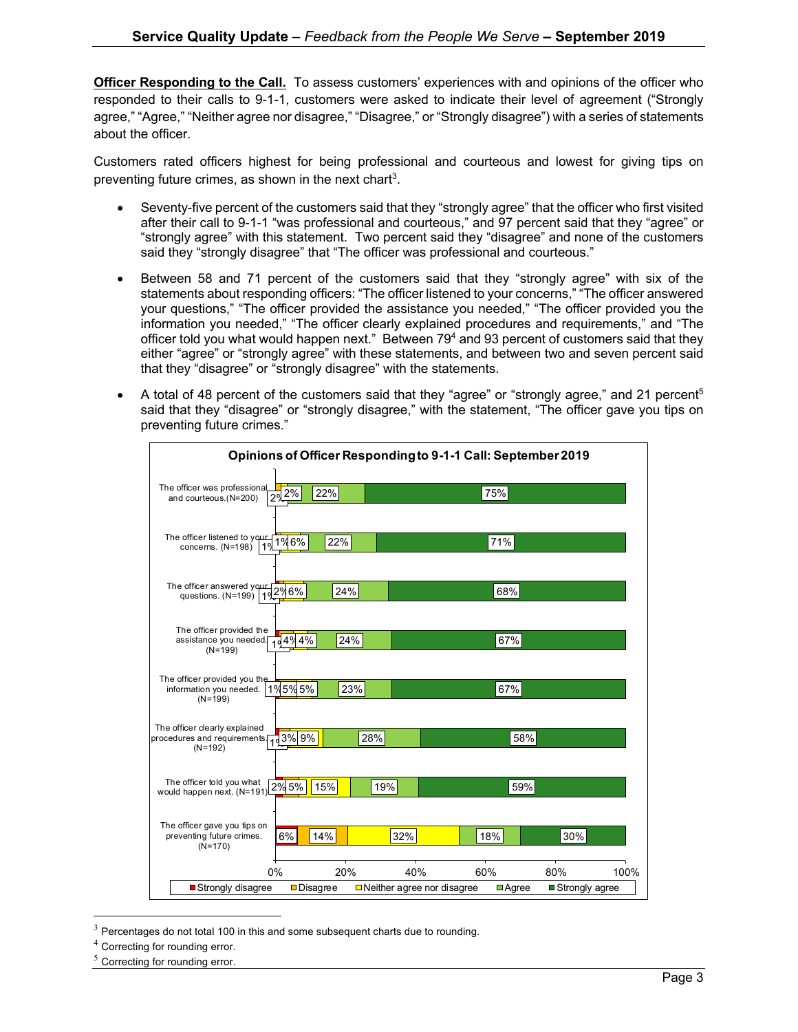**Officer Responding to the Call.** To assess customers' experiences with and opinions of the officer who responded to their calls to 9-1-1, customers were asked to indicate their level of agreement ("Strongly agree," "Agree," "Neither agree nor disagree," "Disagree," or "Strongly disagree") with a series of statements about the officer.

Customers rated officers highest for being professional and courteous and lowest for giving tips on preventing future crimes, as shown in the next chart[3].

- Seventy-five percent of the customers said that they "strongly agree" that the officer who first visited after their call to 9-1-1 "was professional and courteous," and 97 percent said that they "agree" or "strongly agree" with this statement. Two percent said they "disagree" and none of the customers said they "strongly disagree" that "The officer was professional and courteous."
- Between 58 and 71 percent of the customers said that they "strongly agree" with six of the statements about responding officers: "The officer listened to your concerns," "The officer answered your questions," "The officer provided the assistance you needed," "The officer provided you the information you needed," "The officer clearly explained procedures and requirements," and "The officer told you what would happen next." Between 79[4] and 93 percent of customers said that they either "agree" or "strongly agree" with these statements, and between two and seven percent said that they "disagree" or "strongly disagree" with the statements.
- A total of 48 percent of the customers said that they "agree" or "strongly agree," and 21 percent[5] said that they "disagree" or "strongly disagree," with the statement, "The officer gave you tips on preventing future crimes."

**Opinions of Officer Responding to 9-1-1 Call: September 2019**

| Statement | Strongly disagree | Disagree | Neither agree nor disagree | Agree | Strongly agree |
|---|---|---|---|---|---|
| The officer was professional and courteous. (N=200) | | 2% | 2% | 22% | 75% |
| The officer listened to your concerns. (N=198) | 1% | 1% | 6% | 22% | 71% |
| The officer answered your questions. (N=199) | 1% | 2% | 6% | 24% | 68% |
| The officer provided the assistance you needed. (N=199) | 1% | 4% | 4% | 24% | 67% |
| The officer provided you the information you needed. (N=199) | 1% | 5% | 5% | 23% | 67% |
| The officer clearly explained procedures and requirements. (N=192) | 1% | 3% | 9% | 28% | 58% |
| The officer told you what would happen next. (N=191) | 2% | 5% | 15% | 19% | 59% |
| The officer gave you tips on preventing future crimes. (N=170) | 6% | 14% | 32% | 18% | 30% |

[3] Percentages do not total 100 in this and some subsequent charts due to rounding.

[4] Correcting for rounding error.

[5] Correcting for rounding error.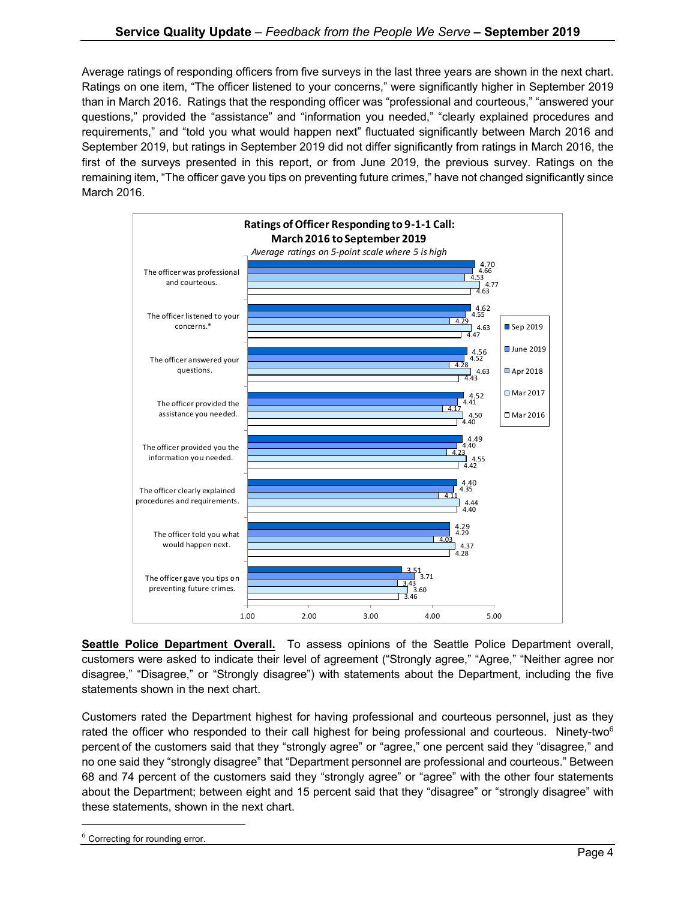Average ratings of responding officers from five surveys in the last three years are shown in the next chart. Ratings on one item, "The officer listened to your concerns," were significantly higher in September 2019 than in March 2016. Ratings that the responding officer was "professional and courteous," "answered your questions," provided the "assistance" and "information you needed," "clearly explained procedures and requirements," and "told you what would happen next" fluctuated significantly between March 2016 and September 2019, but ratings in September 2019 did not differ significantly from ratings in March 2016, the first of the surveys presented in this report, or from June 2019, the previous survey. Ratings on the remaining item, "The officer gave you tips on preventing future crimes," have not changed significantly since March 2016.

**Ratings of Officer Responding to 9-1-1 Call: March 2016 to September 2019**

*Average ratings on 5-point scale where 5 is high*

| | Sep 2019 | June 2019 | Apr 2018 | Mar 2017 | Mar 2016 |
|---|---|---|---|---|---|
| The officer was professional and courteous. | 4.70 | 4.66 | 4.53 | 4.77 | 4.63 |
| The officer listened to your concerns.* | 4.62 | 4.55 | 4.29 | 4.63 | 4.47 |
| The officer answered your questions. | 4.56 | 4.52 | 4.28 | 4.63 | 4.43 |
| The officer provided the assistance you needed. | 4.52 | 4.41 | 4.17 | 4.50 | 4.40 |
| The officer provided you the information you needed. | 4.49 | 4.40 | 4.23 | 4.55 | 4.42 |
| The officer clearly explained procedures and requirements. | 4.40 | 4.35 | 4.11 | 4.44 | 4.40 |
| The officer told you what would happen next. | 4.29 | 4.29 | 4.03 | 4.37 | 4.28 |
| The officer gave you tips on preventing future crimes. | 3.51 | 3.71 | 3.43 | 3.60 | 3.46 |

**Seattle Police Department Overall.** To assess opinions of the Seattle Police Department overall, customers were asked to indicate their level of agreement ("Strongly agree," "Agree," "Neither agree nor disagree," "Disagree," or "Strongly disagree") with statements about the Department, including the five statements shown in the next chart.

Customers rated the Department highest for having professional and courteous personnel, just as they rated the officer who responded to their call highest for being professional and courteous. Ninety-two[6] percent of the customers said that they "strongly agree" or "agree," one percent said they "disagree," and no one said they "strongly disagree" that "Department personnel are professional and courteous." Between 68 and 74 percent of the customers said they "strongly agree" or "agree" with the other four statements about the Department; between eight and 15 percent said that they "disagree" or "strongly disagree" with these statements, shown in the next chart.

[6] Correcting for rounding error.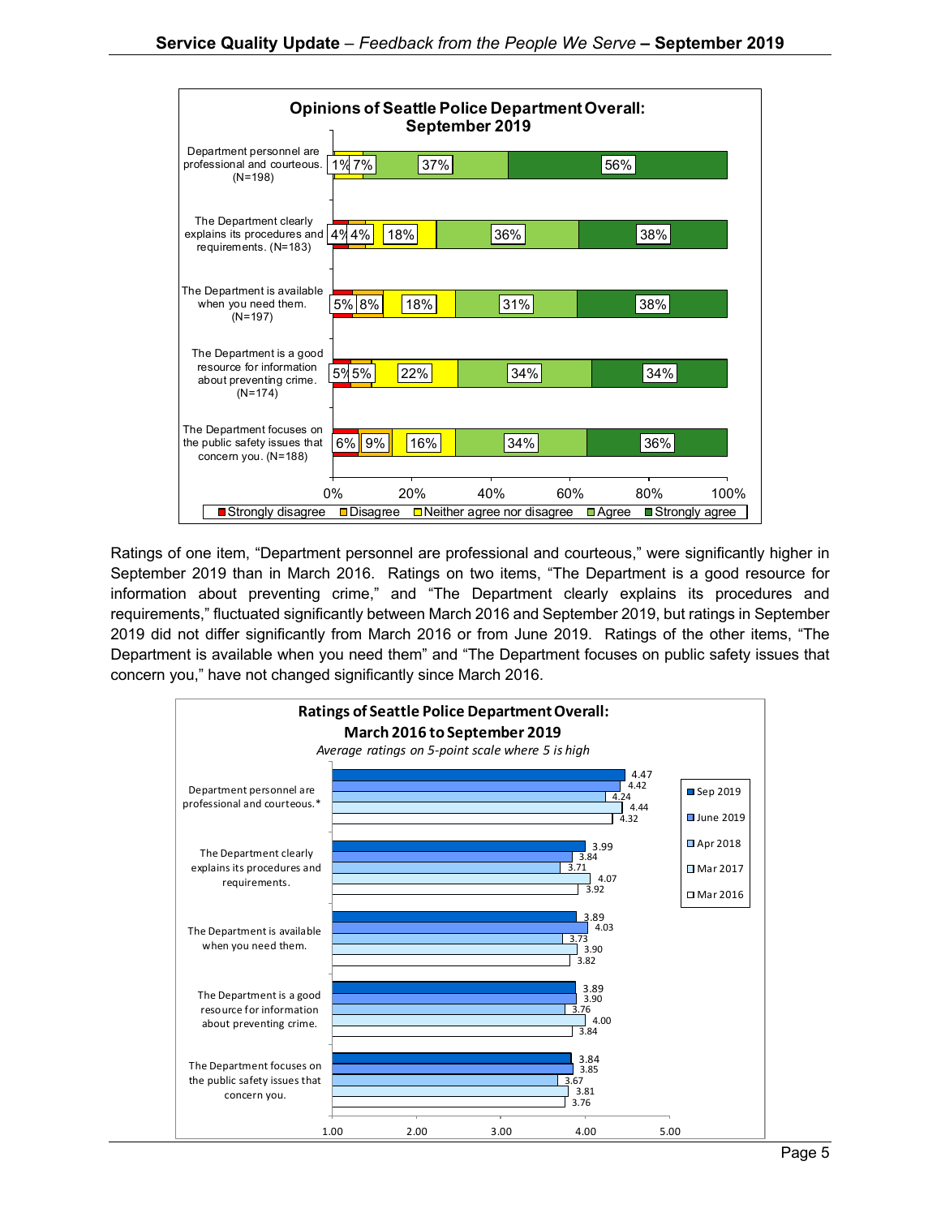**Opinions of Seattle Police Department Overall: September 2019**

| Item | Strongly disagree | Disagree | Neither agree nor disagree | Agree | Strongly agree |
| --- | --- | --- | --- | --- | --- |
| Department personnel are professional and courteous. (N=198) | | 1% | 7% | 37% | 56% |
| The Department clearly explains its procedures and requirements. (N=183) | 4% | 4% | 18% | 36% | 38% |
| The Department is available when you need them. (N=197) | 5% | 8% | 18% | 31% | 38% |
| The Department is a good resource for information about preventing crime. (N=174) | 5% | 5% | 22% | 34% | 34% |
| The Department focuses on the public safety issues that concern you. (N=188) | 6% | 9% | 16% | 34% | 36% |

Ratings of one item, "Department personnel are professional and courteous," were significantly higher in September 2019 than in March 2016. Ratings on two items, "The Department is a good resource for information about preventing crime," and "The Department clearly explains its procedures and requirements," fluctuated significantly between March 2016 and September 2019, but ratings in September 2019 did not differ significantly from March 2016 or from June 2019. Ratings of the other items, "The Department is available when you need them" and "The Department focuses on public safety issues that concern you," have not changed significantly since March 2016.

**Ratings of Seattle Police Department Overall: March 2016 to September 2019**

*Average ratings on 5-point scale where 5 is high*

| Item | Sep 2019 | June 2019 | Apr 2018 | Mar 2017 | Mar 2016 |
| --- | --- | --- | --- | --- | --- |
| Department personnel are professional and courteous.* | 4.47 | 4.42 | 4.24 | 4.44 | 4.32 |
| The Department clearly explains its procedures and requirements. | 3.99 | 3.84 | 3.71 | 4.07 | 3.92 |
| The Department is available when you need them. | 3.89 | 4.03 | 3.73 | 3.90 | 3.82 |
| The Department is a good resource for information about preventing crime. | 3.89 | 3.90 | 3.76 | 4.00 | 3.84 |
| The Department focuses on the public safety issues that concern you. | 3.84 | 3.85 | 3.67 | 3.81 | 3.76 |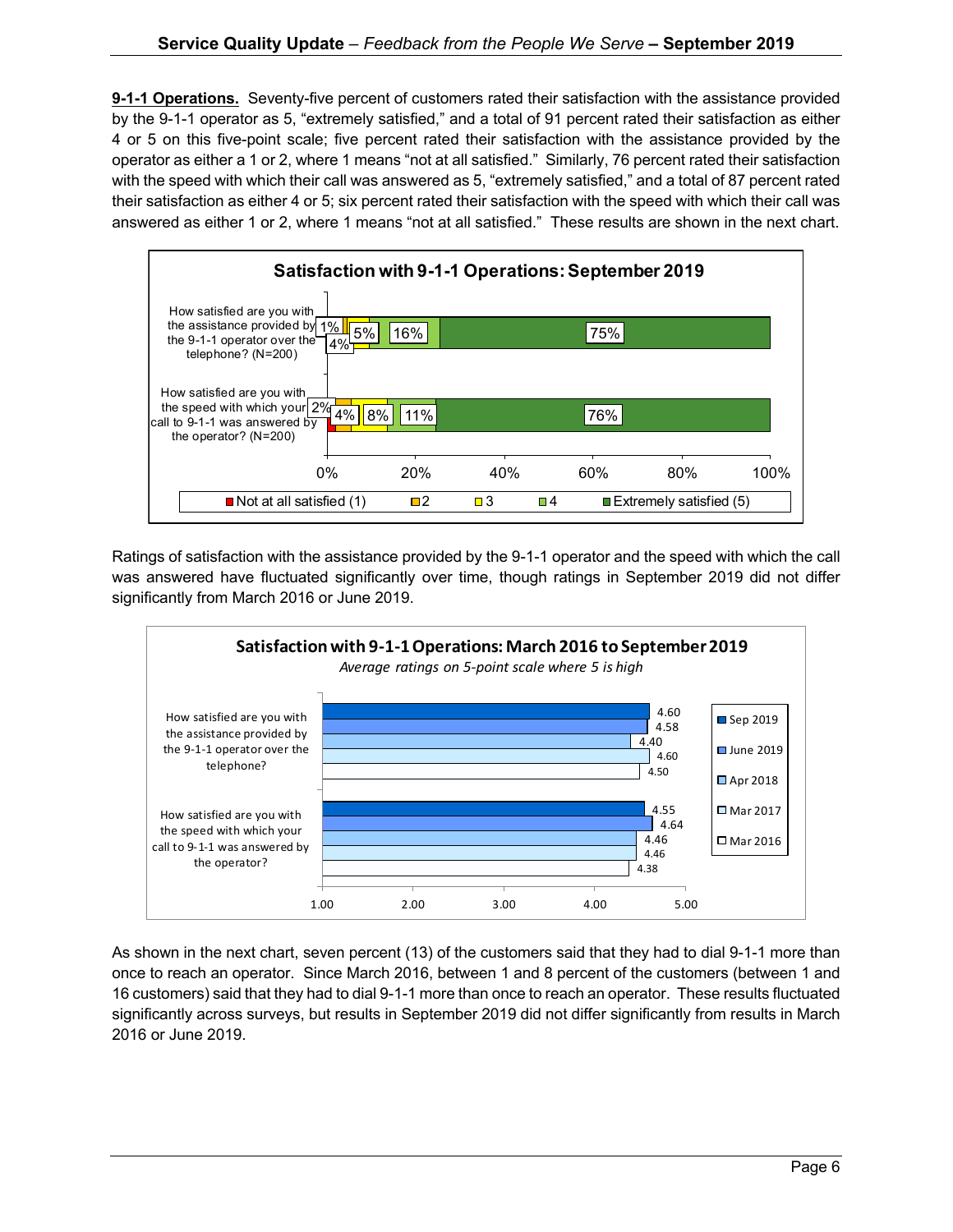**9-1-1 Operations.** Seventy-five percent of customers rated their satisfaction with the assistance provided by the 9-1-1 operator as 5, "extremely satisfied," and a total of 91 percent rated their satisfaction as either 4 or 5 on this five-point scale; five percent rated their satisfaction with the assistance provided by the operator as either a 1 or 2, where 1 means "not at all satisfied." Similarly, 76 percent rated their satisfaction with the speed with which their call was answered as 5, "extremely satisfied," and a total of 87 percent rated their satisfaction as either 4 or 5; six percent rated their satisfaction with the speed with which their call was answered as either 1 or 2, where 1 means "not at all satisfied." These results are shown in the next chart.

**Satisfaction with 9-1-1 Operations: September 2019**

| | Not at all satisfied (1) | 2 | 3 | 4 | Extremely satisfied (5) |
|---|---|---|---|---|---|
| How satisfied are you with the assistance provided by the 9-1-1 operator over the telephone? (N=200) | 1% | 4% | 5% | 16% | 75% |
| How satisfied are you with the speed with which your call to 9-1-1 was answered by the operator? (N=200) | 2% | 4% | 8% | 11% | 76% |

Ratings of satisfaction with the assistance provided by the 9-1-1 operator and the speed with which the call was answered have fluctuated significantly over time, though ratings in September 2019 did not differ significantly from March 2016 or June 2019.

**Satisfaction with 9-1-1 Operations: March 2016 to September 2019**

*Average ratings on 5-point scale where 5 is high*

| | Sep 2019 | June 2019 | Apr 2018 | Mar 2017 | Mar 2016 |
|---|---|---|---|---|---|
| How satisfied are you with the assistance provided by the 9-1-1 operator over the telephone? | 4.60 | 4.58 | 4.40 | 4.60 | 4.50 |
| How satisfied are you with the speed with which your call to 9-1-1 was answered by the operator? | 4.55 | 4.64 | 4.46 | 4.46 | 4.38 |

As shown in the next chart, seven percent (13) of the customers said that they had to dial 9-1-1 more than once to reach an operator. Since March 2016, between 1 and 8 percent of the customers (between 1 and 16 customers) said that they had to dial 9-1-1 more than once to reach an operator. These results fluctuated significantly across surveys, but results in September 2019 did not differ significantly from results in March 2016 or June 2019.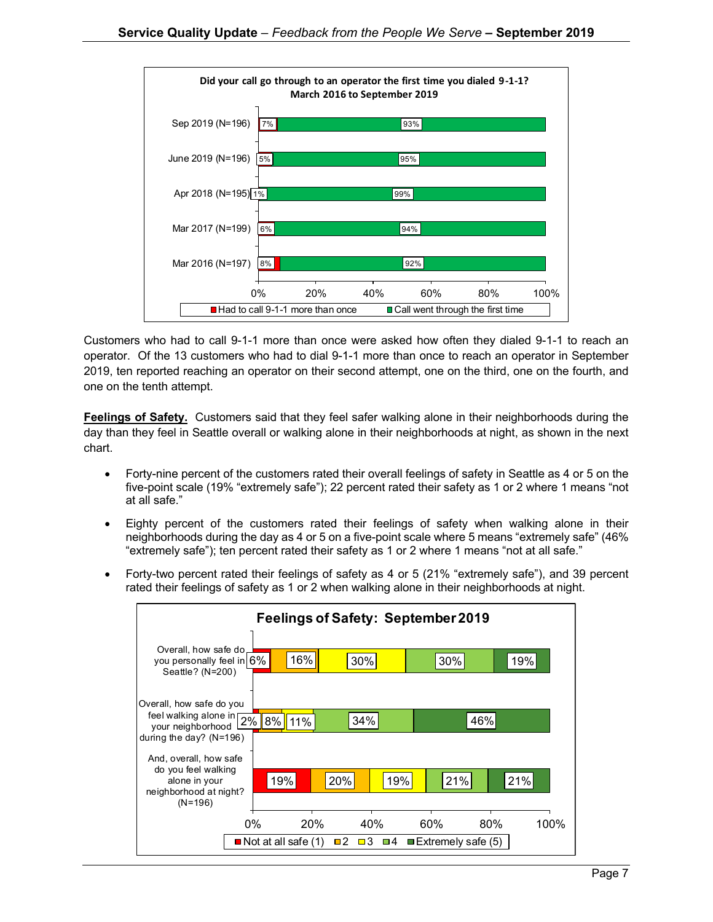**Did your call go through to an operator the first time you dialed 9-1-1? March 2016 to September 2019**

| Survey | Had to call 9-1-1 more than once | Call went through the first time |
|---|---|---|
| Sep 2019 (N=196) | 7% | 93% |
| June 2019 (N=196) | 5% | 95% |
| Apr 2018 (N=195) | 1% | 99% |
| Mar 2017 (N=199) | 6% | 94% |
| Mar 2016 (N=197) | 8% | 92% |

Customers who had to call 9-1-1 more than once were asked how often they dialed 9-1-1 to reach an operator. Of the 13 customers who had to dial 9-1-1 more than once to reach an operator in September 2019, ten reported reaching an operator on their second attempt, one on the third, one on the fourth, and one on the tenth attempt.

**Feelings of Safety.** Customers said that they feel safer walking alone in their neighborhoods during the day than they feel in Seattle overall or walking alone in their neighborhoods at night, as shown in the next chart.

- Forty-nine percent of the customers rated their overall feelings of safety in Seattle as 4 or 5 on the five-point scale (19% "extremely safe"); 22 percent rated their safety as 1 or 2 where 1 means "not at all safe."
- Eighty percent of the customers rated their feelings of safety when walking alone in their neighborhoods during the day as 4 or 5 on a five-point scale where 5 means "extremely safe" (46% "extremely safe"); ten percent rated their safety as 1 or 2 where 1 means "not at all safe."
- Forty-two percent rated their feelings of safety as 4 or 5 (21% "extremely safe"), and 39 percent rated their feelings of safety as 1 or 2 when walking alone in their neighborhoods at night.

**Feelings of Safety: September 2019**

| Question | Not at all safe (1) | 2 | 3 | 4 | Extremely safe (5) |
|---|---|---|---|---|---|
| Overall, how safe do you personally feel in Seattle? (N=200) | 6% | 16% | 30% | 30% | 19% |
| Overall, how safe do you feel walking alone in your neighborhood during the day? (N=196) | 2% | 8% | 11% | 34% | 46% |
| And, overall, how safe do you feel walking alone in your neighborhood at night? (N=196) | 19% | 20% | 19% | 21% | 21% |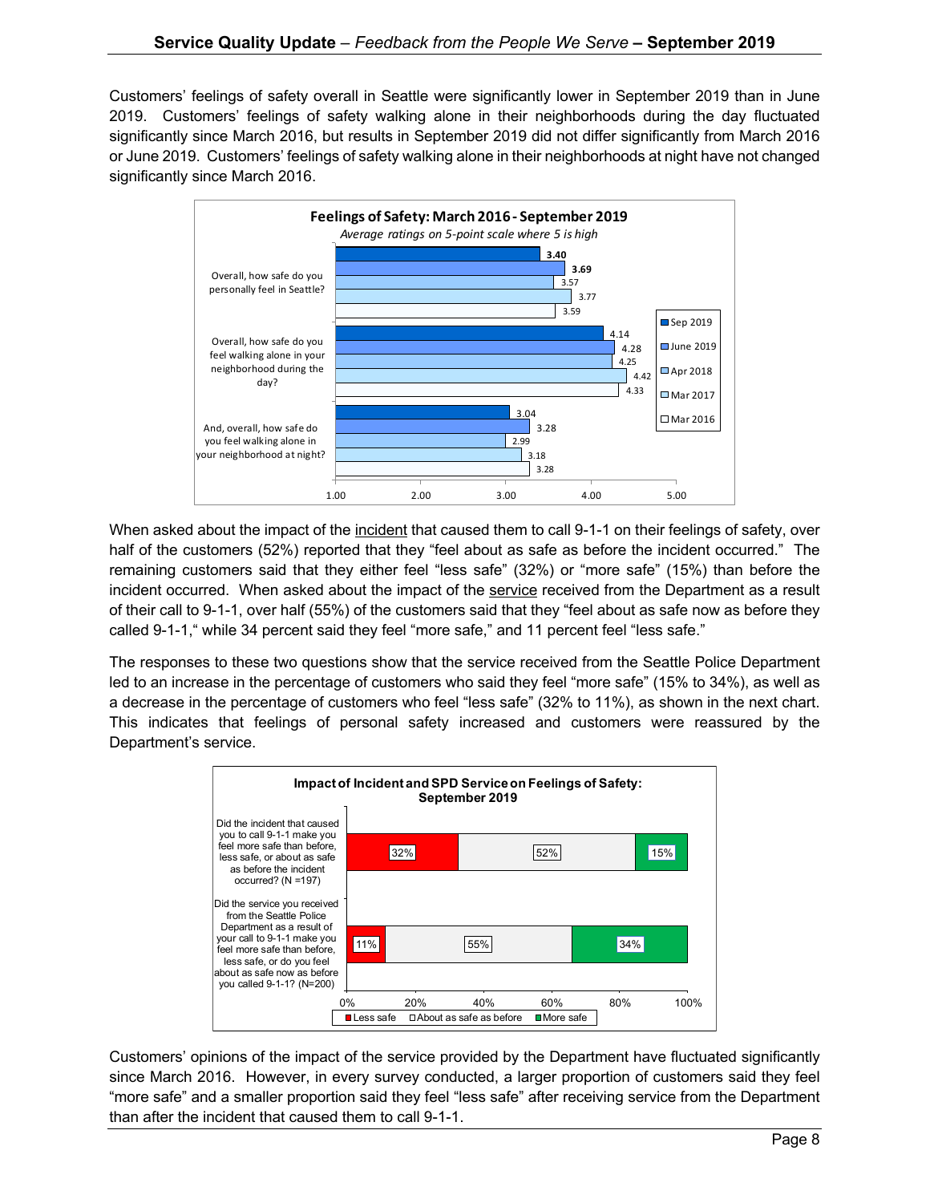Customers' feelings of safety overall in Seattle were significantly lower in September 2019 than in June 2019. Customers' feelings of safety walking alone in their neighborhoods during the day fluctuated significantly since March 2016, but results in September 2019 did not differ significantly from March 2016 or June 2019. Customers' feelings of safety walking alone in their neighborhoods at night have not changed significantly since March 2016.

**Feelings of Safety: March 2016 - September 2019**

*Average ratings on 5-point scale where 5 is high*

| Question | Sep 2019 | June 2019 | Apr 2018 | Mar 2017 | Mar 2016 |
|---|---|---|---|---|---|
| Overall, how safe do you personally feel in Seattle? | **3.40** | **3.69** | 3.57 | 3.77 | 3.59 |
| Overall, how safe do you feel walking alone in your neighborhood during the day? | 4.14 | 4.28 | 4.25 | 4.42 | 4.33 |
| And, overall, how safe do you feel walking alone in your neighborhood at night? | 3.04 | 3.28 | 2.99 | 3.18 | 3.28 |

When asked about the impact of the <u>incident</u> that caused them to call 9-1-1 on their feelings of safety, over half of the customers (52%) reported that they "feel about as safe as before the incident occurred." The remaining customers said that they either feel "less safe" (32%) or "more safe" (15%) than before the incident occurred. When asked about the impact of the <u>service</u> received from the Department as a result of their call to 9-1-1, over half (55%) of the customers said that they "feel about as safe now as before they called 9-1-1," while 34 percent said they feel "more safe," and 11 percent feel "less safe."

The responses to these two questions show that the service received from the Seattle Police Department led to an increase in the percentage of customers who said they feel "more safe" (15% to 34%), as well as a decrease in the percentage of customers who feel "less safe" (32% to 11%), as shown in the next chart. This indicates that feelings of personal safety increased and customers were reassured by the Department's service.

**Impact of Incident and SPD Service on Feelings of Safety: September 2019**

| Question | Less safe | About as safe as before | More safe |
|---|---|---|---|
| Did the incident that caused you to call 9-1-1 make you feel more safe than before, less safe, or about as safe as before the incident occurred? (N =197) | 32% | 52% | 15% |
| Did the service you received from the Seattle Police Department as a result of your call to 9-1-1 make you feel more safe than before, less safe, or do you feel about as safe now as before you called 9-1-1? (N=200) | 11% | 55% | 34% |

Customers' opinions of the impact of the service provided by the Department have fluctuated significantly since March 2016. However, in every survey conducted, a larger proportion of customers said they feel "more safe" and a smaller proportion said they feel "less safe" after receiving service from the Department than after the incident that caused them to call 9-1-1.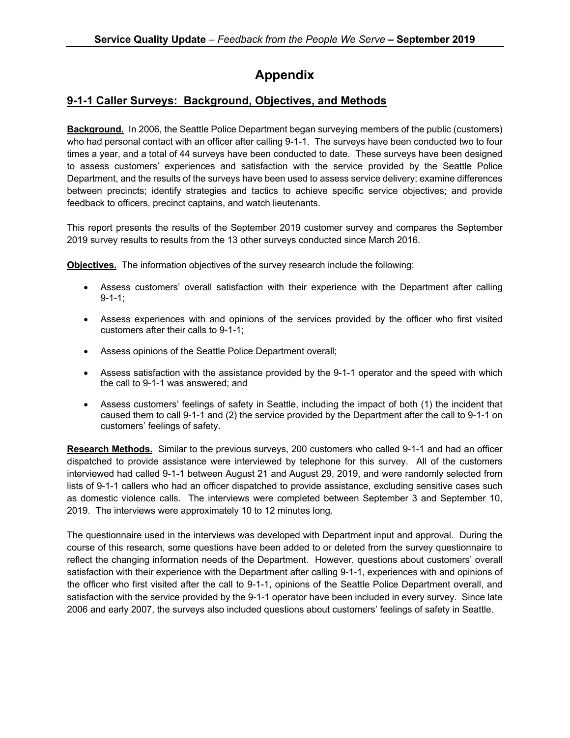# Appendix

## 9-1-1 Caller Surveys: Background, Objectives, and Methods

**Background.** In 2006, the Seattle Police Department began surveying members of the public (customers) who had personal contact with an officer after calling 9-1-1. The surveys have been conducted two to four times a year, and a total of 44 surveys have been conducted to date. These surveys have been designed to assess customers' experiences and satisfaction with the service provided by the Seattle Police Department, and the results of the surveys have been used to assess service delivery; examine differences between precincts; identify strategies and tactics to achieve specific service objectives; and provide feedback to officers, precinct captains, and watch lieutenants.

This report presents the results of the September 2019 customer survey and compares the September 2019 survey results to results from the 13 other surveys conducted since March 2016.

**Objectives.** The information objectives of the survey research include the following:

- Assess customers' overall satisfaction with their experience with the Department after calling 9-1-1;
- Assess experiences with and opinions of the services provided by the officer who first visited customers after their calls to 9-1-1;
- Assess opinions of the Seattle Police Department overall;
- Assess satisfaction with the assistance provided by the 9-1-1 operator and the speed with which the call to 9-1-1 was answered; and
- Assess customers' feelings of safety in Seattle, including the impact of both (1) the incident that caused them to call 9-1-1 and (2) the service provided by the Department after the call to 9-1-1 on customers' feelings of safety.

**Research Methods.** Similar to the previous surveys, 200 customers who called 9-1-1 and had an officer dispatched to provide assistance were interviewed by telephone for this survey. All of the customers interviewed had called 9-1-1 between August 21 and August 29, 2019, and were randomly selected from lists of 9-1-1 callers who had an officer dispatched to provide assistance, excluding sensitive cases such as domestic violence calls. The interviews were completed between September 3 and September 10, 2019. The interviews were approximately 10 to 12 minutes long.

The questionnaire used in the interviews was developed with Department input and approval. During the course of this research, some questions have been added to or deleted from the survey questionnaire to reflect the changing information needs of the Department. However, questions about customers' overall satisfaction with their experience with the Department after calling 9-1-1, experiences with and opinions of the officer who first visited after the call to 9-1-1, opinions of the Seattle Police Department overall, and satisfaction with the service provided by the 9-1-1 operator have been included in every survey. Since late 2006 and early 2007, the surveys also included questions about customers' feelings of safety in Seattle.